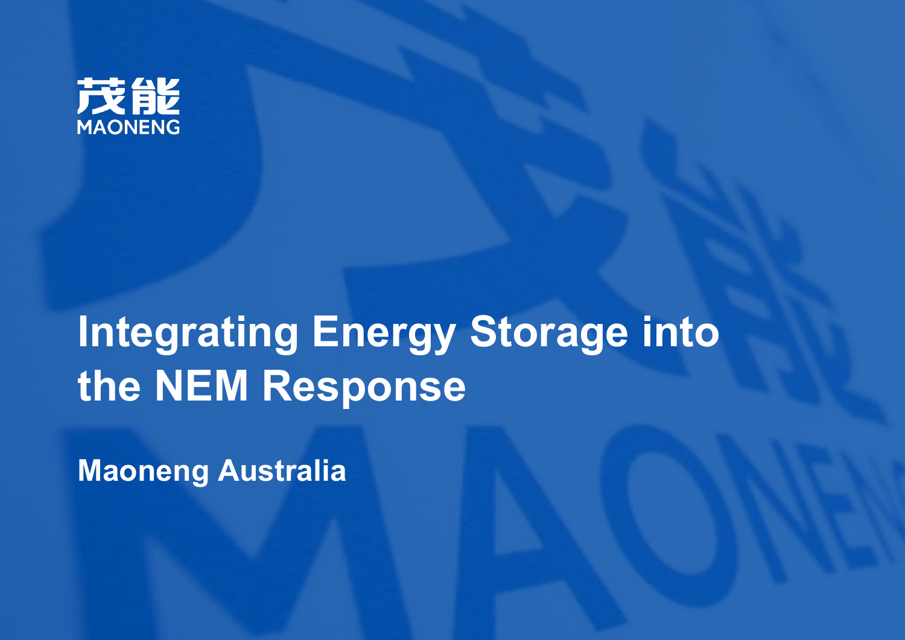茂能
MAONENG

# Integrating Energy Storage into the NEM Response

**Maoneng Australia**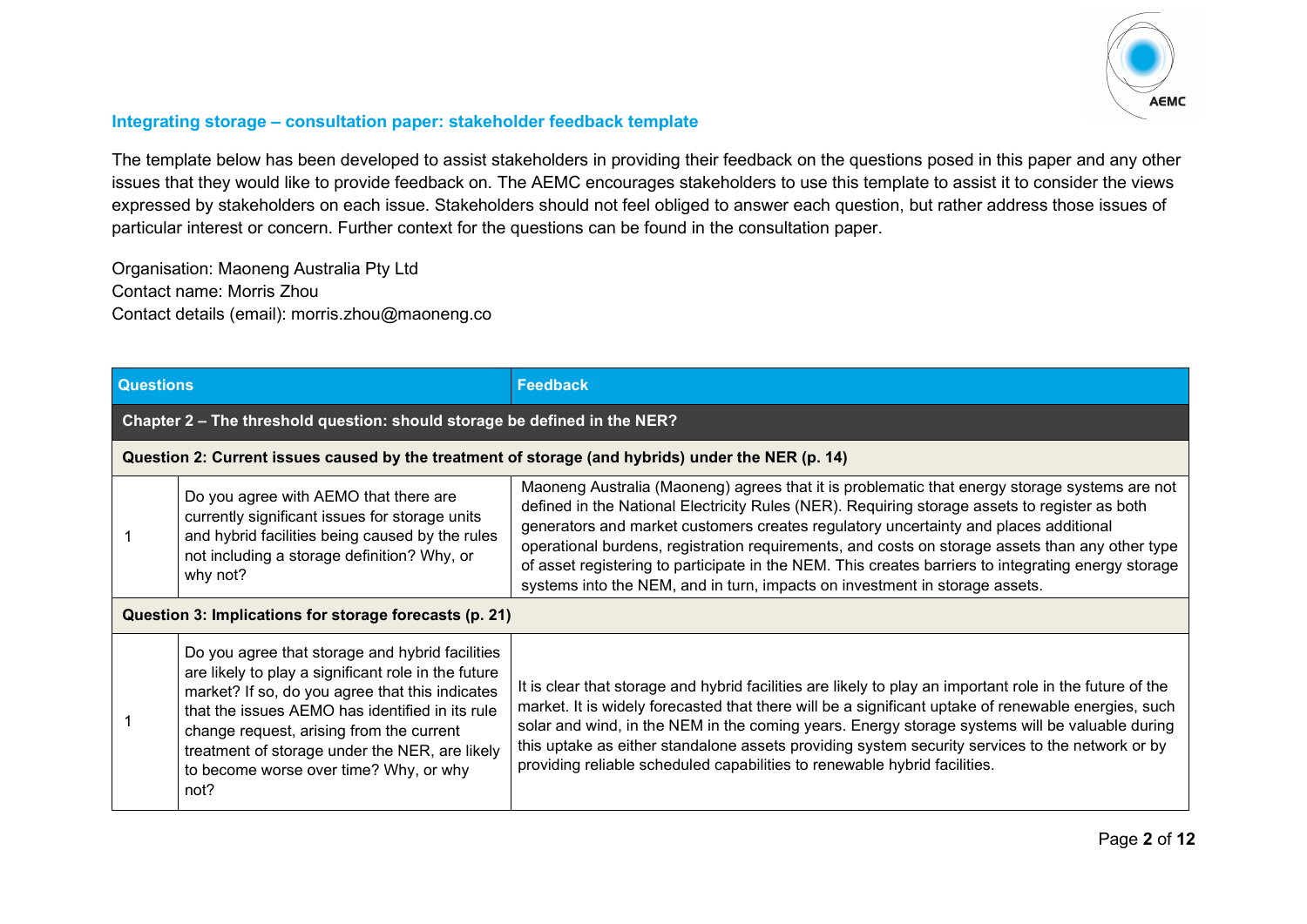**Integrating storage – consultation paper: stakeholder feedback template**

The template below has been developed to assist stakeholders in providing their feedback on the questions posed in this paper and any other issues that they would like to provide feedback on. The AEMC encourages stakeholders to use this template to assist it to consider the views expressed by stakeholders on each issue. Stakeholders should not feel obliged to answer each question, but rather address those issues of particular interest or concern. Further context for the questions can be found in the consultation paper.

Organisation: Maoneng Australia Pty Ltd
Contact name: Morris Zhou
Contact details (email): morris.zhou@maoneng.co

| Questions | | Feedback |
|---|---|---|
| **Chapter 2 – The threshold question: should storage be defined in the NER?** | | |
| **Question 2: Current issues caused by the treatment of storage (and hybrids) under the NER (p. 14)** | | |
| 1 | Do you agree with AEMO that there are currently significant issues for storage units and hybrid facilities being caused by the rules not including a storage definition? Why, or why not? | Maoneng Australia (Maoneng) agrees that it is problematic that energy storage systems are not defined in the National Electricity Rules (NER). Requiring storage assets to register as both generators and market customers creates regulatory uncertainty and places additional operational burdens, registration requirements, and costs on storage assets than any other type of asset registering to participate in the NEM. This creates barriers to integrating energy storage systems into the NEM, and in turn, impacts on investment in storage assets. |
| **Question 3: Implications for storage forecasts (p. 21)** | | |
| 1 | Do you agree that storage and hybrid facilities are likely to play a significant role in the future market? If so, do you agree that this indicates that the issues AEMO has identified in its rule change request, arising from the current treatment of storage under the NER, are likely to become worse over time? Why, or why not? | It is clear that storage and hybrid facilities are likely to play an important role in the future of the market. It is widely forecasted that there will be a significant uptake of renewable energies, such solar and wind, in the NEM in the coming years. Energy storage systems will be valuable during this uptake as either standalone assets providing system security services to the network or by providing reliable scheduled capabilities to renewable hybrid facilities. |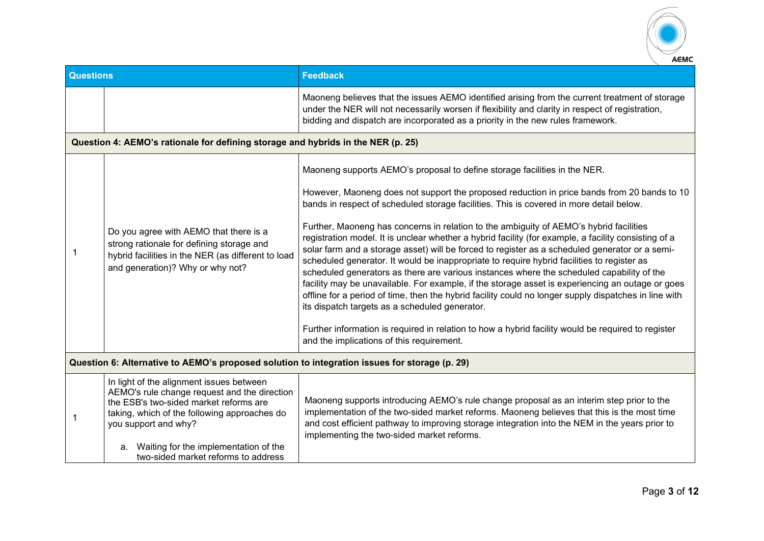| Questions | | Feedback |
|---|---|---|
| | | Maoneng believes that the issues AEMO identified arising from the current treatment of storage under the NER will not necessarily worsen if flexibility and clarity in respect of registration, bidding and dispatch are incorporated as a priority in the new rules framework. |
| **Question 4: AEMO's rationale for defining storage and hybrids in the NER (p. 25)** | | |
| 1 | Do you agree with AEMO that there is a strong rationale for defining storage and hybrid facilities in the NER (as different to load and generation)? Why or why not? | Maoneng supports AEMO's proposal to define storage facilities in the NER.<br><br>However, Maoneng does not support the proposed reduction in price bands from 20 bands to 10 bands in respect of scheduled storage facilities. This is covered in more detail below.<br><br>Further, Maoneng has concerns in relation to the ambiguity of AEMO's hybrid facilities registration model. It is unclear whether a hybrid facility (for example, a facility consisting of a solar farm and a storage asset) will be forced to register as a scheduled generator or a semi-scheduled generator. It would be inappropriate to require hybrid facilities to register as scheduled generators as there are various instances where the scheduled capability of the facility may be unavailable. For example, if the storage asset is experiencing an outage or goes offline for a period of time, then the hybrid facility could no longer supply dispatches in line with its dispatch targets as a scheduled generator.<br><br>Further information is required in relation to how a hybrid facility would be required to register and the implications of this requirement. |
| **Question 6: Alternative to AEMO's proposed solution to integration issues for storage (p. 29)** | | |
| 1 | In light of the alignment issues between AEMO's rule change request and the direction the ESB's two-sided market reforms are taking, which of the following approaches do you support and why?<br><br>a. Waiting for the implementation of the two-sided market reforms to address | Maoneng supports introducing AEMO's rule change proposal as an interim step prior to the implementation of the two-sided market reforms. Maoneng believes that this is the most time and cost efficient pathway to improving storage integration into the NEM in the years prior to implementing the two-sided market reforms. |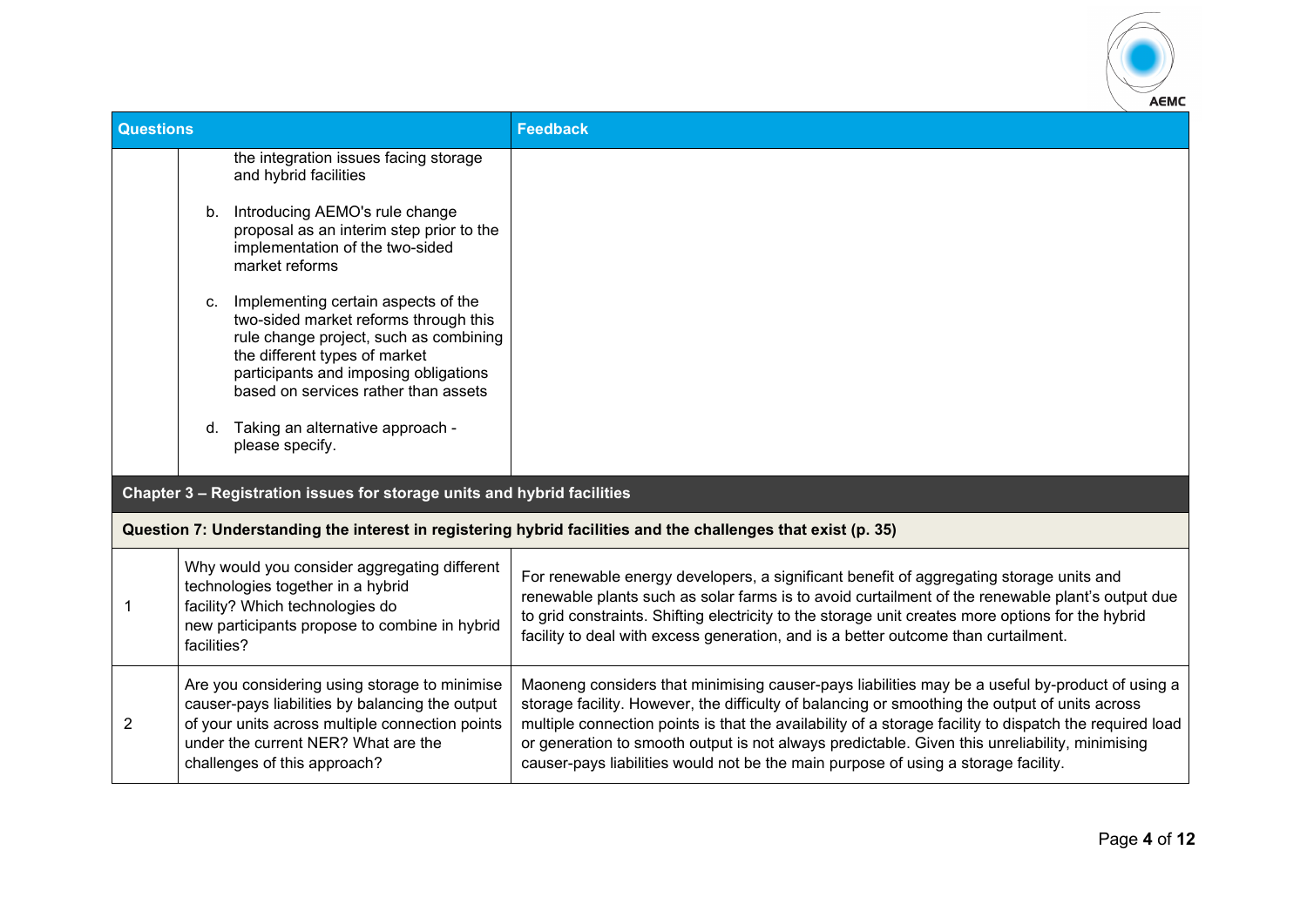| Questions | | Feedback |
|---|---|---|
| | the integration issues facing storage and hybrid facilities<br><br>b. Introducing AEMO's rule change proposal as an interim step prior to the implementation of the two-sided market reforms<br><br>c. Implementing certain aspects of the two-sided market reforms through this rule change project, such as combining the different types of market participants and imposing obligations based on services rather than assets<br><br>d. Taking an alternative approach - please specify. | |
| **Chapter 3 – Registration issues for storage units and hybrid facilities** | | |
| **Question 7: Understanding the interest in registering hybrid facilities and the challenges that exist (p. 35)** | | |
| 1 | Why would you consider aggregating different technologies together in a hybrid facility? Which technologies do new participants propose to combine in hybrid facilities? | For renewable energy developers, a significant benefit of aggregating storage units and renewable plants such as solar farms is to avoid curtailment of the renewable plant's output due to grid constraints. Shifting electricity to the storage unit creates more options for the hybrid facility to deal with excess generation, and is a better outcome than curtailment. |
| 2 | Are you considering using storage to minimise causer-pays liabilities by balancing the output of your units across multiple connection points under the current NER? What are the challenges of this approach? | Maoneng considers that minimising causer-pays liabilities may be a useful by-product of using a storage facility. However, the difficulty of balancing or smoothing the output of units across multiple connection points is that the availability of a storage facility to dispatch the required load or generation to smooth output is not always predictable. Given this unreliability, minimising causer-pays liabilities would not be the main purpose of using a storage facility. |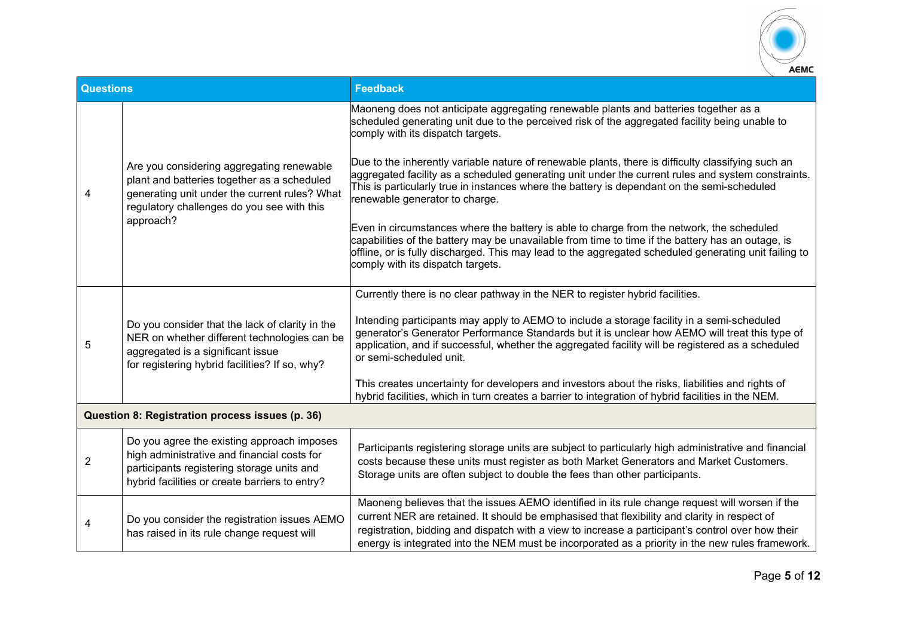| Questions | | Feedback |
|---|---|---|
| 4 | Are you considering aggregating renewable plant and batteries together as a scheduled generating unit under the current rules? What regulatory challenges do you see with this approach? | Maoneng does not anticipate aggregating renewable plants and batteries together as a scheduled generating unit due to the perceived risk of the aggregated facility being unable to comply with its dispatch targets.<br><br>Due to the inherently variable nature of renewable plants, there is difficulty classifying such an aggregated facility as a scheduled generating unit under the current rules and system constraints. This is particularly true in instances where the battery is dependant on the semi-scheduled renewable generator to charge.<br><br>Even in circumstances where the battery is able to charge from the network, the scheduled capabilities of the battery may be unavailable from time to time if the battery has an outage, is offline, or is fully discharged. This may lead to the aggregated scheduled generating unit failing to comply with its dispatch targets. |
| 5 | Do you consider that the lack of clarity in the NER on whether different technologies can be aggregated is a significant issue for registering hybrid facilities? If so, why? | Currently there is no clear pathway in the NER to register hybrid facilities.<br><br>Intending participants may apply to AEMO to include a storage facility in a semi-scheduled generator's Generator Performance Standards but it is unclear how AEMO will treat this type of application, and if successful, whether the aggregated facility will be registered as a scheduled or semi-scheduled unit.<br><br>This creates uncertainty for developers and investors about the risks, liabilities and rights of hybrid facilities, which in turn creates a barrier to integration of hybrid facilities in the NEM. |
| **Question 8: Registration process issues (p. 36)** | | |
| 2 | Do you agree the existing approach imposes high administrative and financial costs for participants registering storage units and hybrid facilities or create barriers to entry? | Participants registering storage units are subject to particularly high administrative and financial costs because these units must register as both Market Generators and Market Customers. Storage units are often subject to double the fees than other participants. |
| 4 | Do you consider the registration issues AEMO has raised in its rule change request will | Maoneng believes that the issues AEMO identified in its rule change request will worsen if the current NER are retained. It should be emphasised that flexibility and clarity in respect of registration, bidding and dispatch with a view to increase a participant's control over how their energy is integrated into the NEM must be incorporated as a priority in the new rules framework. |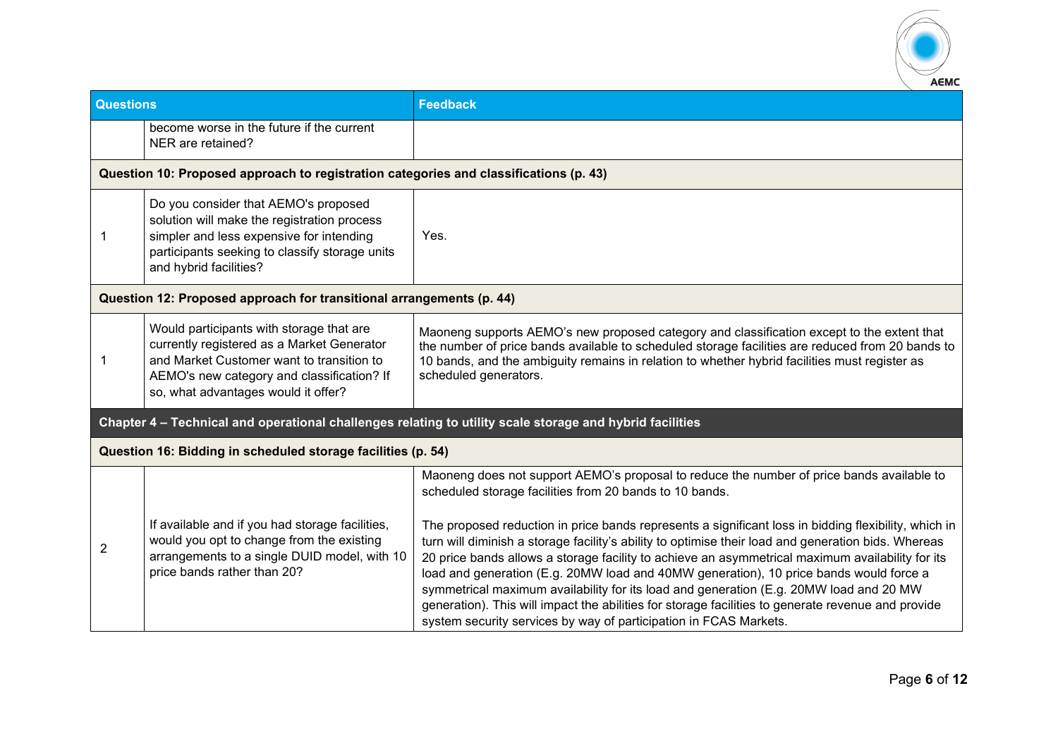| Questions | | Feedback |
| --- | --- | --- |
| | become worse in the future if the current NER are retained? | |
| **Question 10: Proposed approach to registration categories and classifications (p. 43)** | | |
| 1 | Do you consider that AEMO's proposed solution will make the registration process simpler and less expensive for intending participants seeking to classify storage units and hybrid facilities? | Yes. |
| **Question 12: Proposed approach for transitional arrangements (p. 44)** | | |
| 1 | Would participants with storage that are currently registered as a Market Generator and Market Customer want to transition to AEMO's new category and classification? If so, what advantages would it offer? | Maoneng supports AEMO's new proposed category and classification except to the extent that the number of price bands available to scheduled storage facilities are reduced from 20 bands to 10 bands, and the ambiguity remains in relation to whether hybrid facilities must register as scheduled generators. |
| **Chapter 4 – Technical and operational challenges relating to utility scale storage and hybrid facilities** | | |
| **Question 16: Bidding in scheduled storage facilities (p. 54)** | | |
| 2 | If available and if you had storage facilities, would you opt to change from the existing arrangements to a single DUID model, with 10 price bands rather than 20? | Maoneng does not support AEMO's proposal to reduce the number of price bands available to scheduled storage facilities from 20 bands to 10 bands.<br><br>The proposed reduction in price bands represents a significant loss in bidding flexibility, which in turn will diminish a storage facility's ability to optimise their load and generation bids. Whereas 20 price bands allows a storage facility to achieve an asymmetrical maximum availability for its load and generation (E.g. 20MW load and 40MW generation), 10 price bands would force a symmetrical maximum availability for its load and generation (E.g. 20MW load and 20 MW generation). This will impact the abilities for storage facilities to generate revenue and provide system security services by way of participation in FCAS Markets. |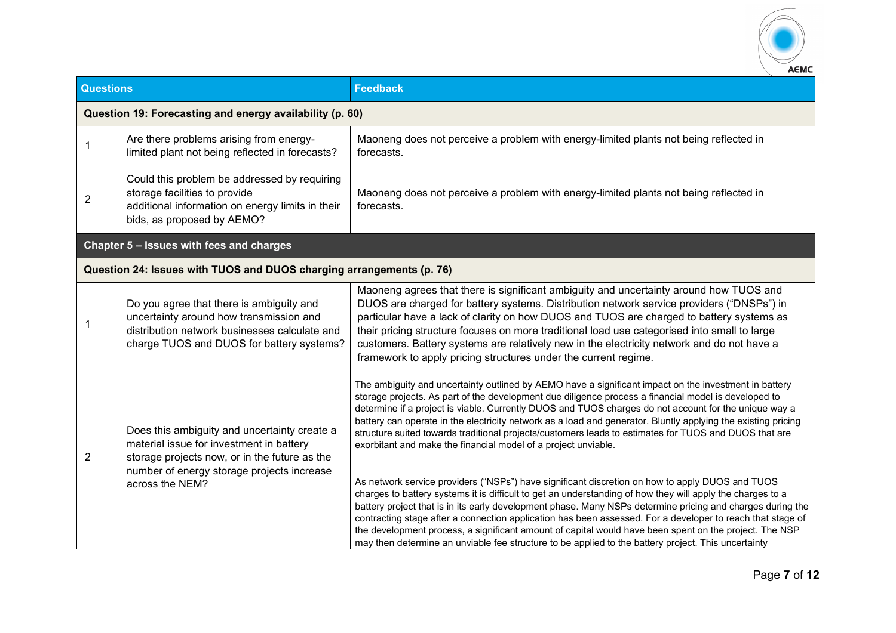| Questions | | Feedback |
|---|---|---|
| **Question 19: Forecasting and energy availability (p. 60)** | | |
| 1 | Are there problems arising from energy-limited plant not being reflected in forecasts? | Maoneng does not perceive a problem with energy-limited plants not being reflected in forecasts. |
| 2 | Could this problem be addressed by requiring storage facilities to provide additional information on energy limits in their bids, as proposed by AEMO? | Maoneng does not perceive a problem with energy-limited plants not being reflected in forecasts. |
| **Chapter 5 – Issues with fees and charges** | | |
| **Question 24: Issues with TUOS and DUOS charging arrangements (p. 76)** | | |
| 1 | Do you agree that there is ambiguity and uncertainty around how transmission and distribution network businesses calculate and charge TUOS and DUOS for battery systems? | Maoneng agrees that there is significant ambiguity and uncertainty around how TUOS and DUOS are charged for battery systems. Distribution network service providers ("DNSPs") in particular have a lack of clarity on how DUOS and TUOS are charged to battery systems as their pricing structure focuses on more traditional load use categorised into small to large customers. Battery systems are relatively new in the electricity network and do not have a framework to apply pricing structures under the current regime. |
| 2 | Does this ambiguity and uncertainty create a material issue for investment in battery storage projects now, or in the future as the number of energy storage projects increase across the NEM? | The ambiguity and uncertainty outlined by AEMO have a significant impact on the investment in battery storage projects. As part of the development due diligence process a financial model is developed to determine if a project is viable. Currently DUOS and TUOS charges do not account for the unique way a battery can operate in the electricity network as a load and generator. Bluntly applying the existing pricing structure suited towards traditional projects/customers leads to estimates for TUOS and DUOS that are exorbitant and make the financial model of a project unviable.<br><br>As network service providers ("NSPs") have significant discretion on how to apply DUOS and TUOS charges to battery systems it is difficult to get an understanding of how they will apply the charges to a battery project that is in its early development phase. Many NSPs determine pricing and charges during the contracting stage after a connection application has been assessed. For a developer to reach that stage of the development process, a significant amount of capital would have been spent on the project. The NSP may then determine an unviable fee structure to be applied to the battery project. This uncertainty |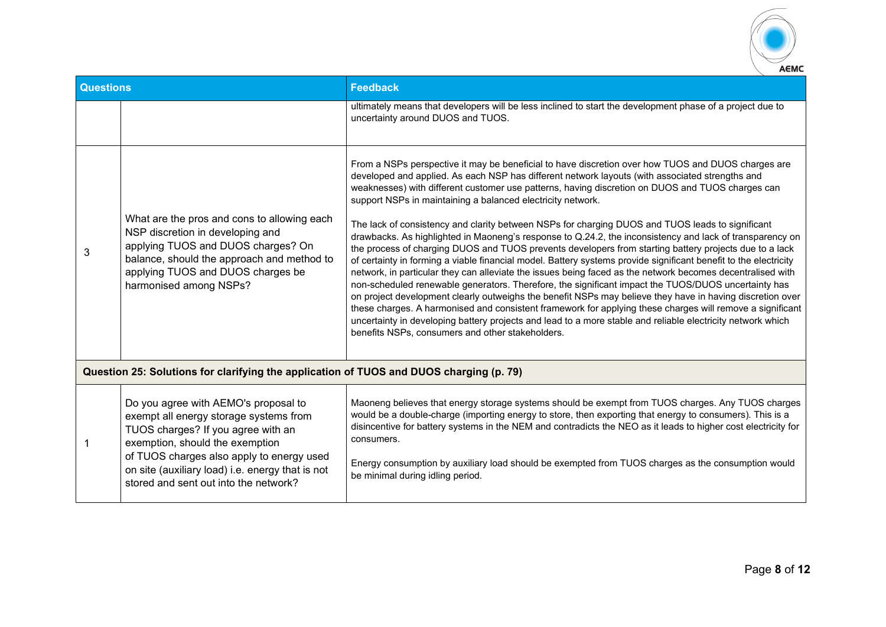| Questions | | Feedback |
|---|---|---|
| | | ultimately means that developers will be less inclined to start the development phase of a project due to uncertainty around DUOS and TUOS. |
| 3 | What are the pros and cons to allowing each NSP discretion in developing and applying TUOS and DUOS charges? On balance, should the approach and method to applying TUOS and DUOS charges be harmonised among NSPs? | From a NSPs perspective it may be beneficial to have discretion over how TUOS and DUOS charges are developed and applied. As each NSP has different network layouts (with associated strengths and weaknesses) with different customer use patterns, having discretion on DUOS and TUOS charges can support NSPs in maintaining a balanced electricity network.<br><br>The lack of consistency and clarity between NSPs for charging DUOS and TUOS leads to significant drawbacks. As highlighted in Maoneng's response to Q.24.2, the inconsistency and lack of transparency on the process of charging DUOS and TUOS prevents developers from starting battery projects due to a lack of certainty in forming a viable financial model. Battery systems provide significant benefit to the electricity network, in particular they can alleviate the issues being faced as the network becomes decentralised with non-scheduled renewable generators. Therefore, the significant impact the TUOS/DUOS uncertainty has on project development clearly outweighs the benefit NSPs may believe they have in having discretion over these charges. A harmonised and consistent framework for applying these charges will remove a significant uncertainty in developing battery projects and lead to a more stable and reliable electricity network which benefits NSPs, consumers and other stakeholders. |
| **Question 25: Solutions for clarifying the application of TUOS and DUOS charging (p. 79)** | | |
| 1 | Do you agree with AEMO's proposal to exempt all energy storage systems from TUOS charges? If you agree with an exemption, should the exemption of TUOS charges also apply to energy used on site (auxiliary load) i.e. energy that is not stored and sent out into the network? | Maoneng believes that energy storage systems should be exempt from TUOS charges. Any TUOS charges would be a double-charge (importing energy to store, then exporting that energy to consumers). This is a disincentive for battery systems in the NEM and contradicts the NEO as it leads to higher cost electricity for consumers.<br><br>Energy consumption by auxiliary load should be exempted from TUOS charges as the consumption would be minimal during idling period. |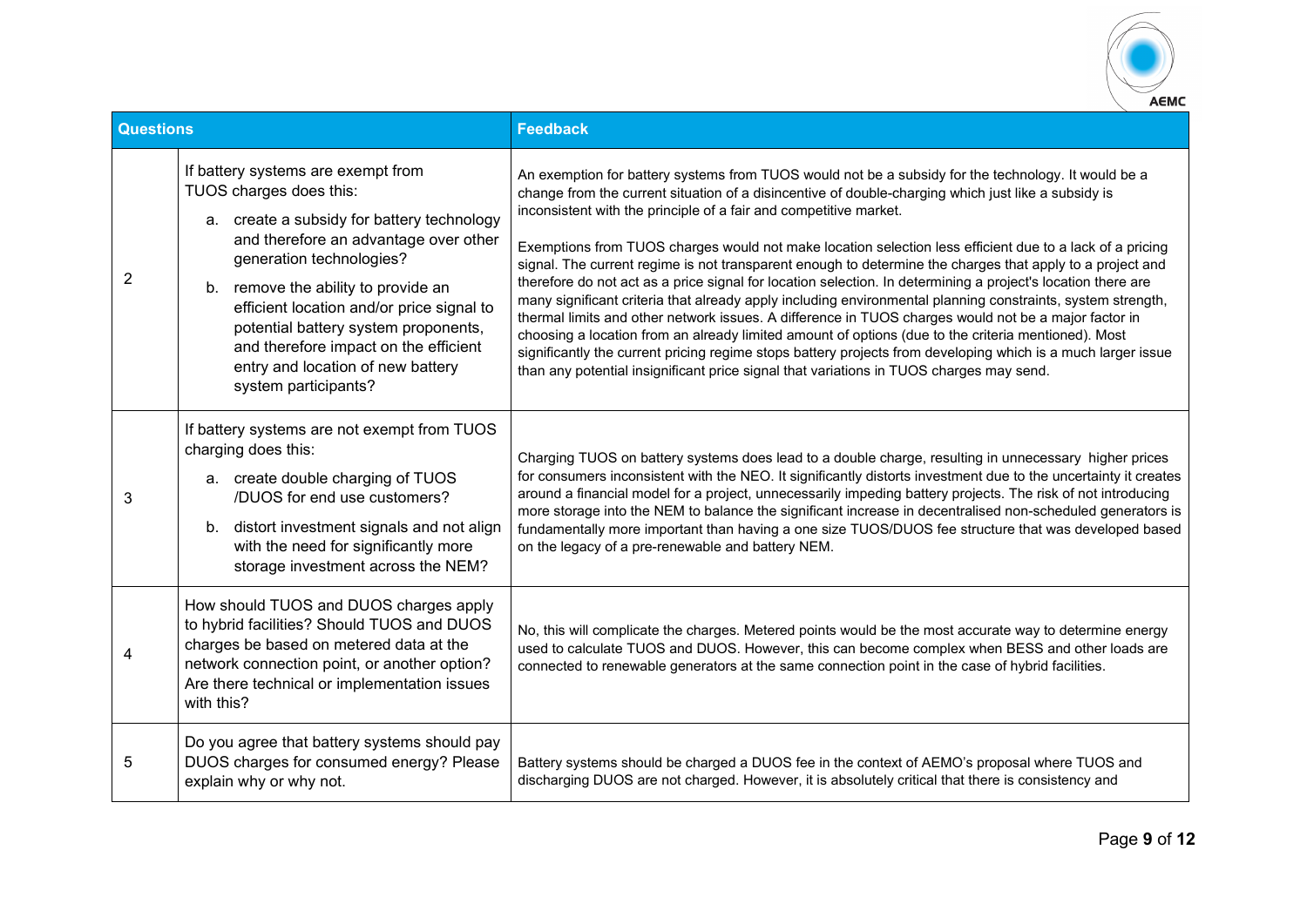| Questions | | Feedback |
|---|---|---|
| 2 | If battery systems are exempt from TUOS charges does this:<br>a. create a subsidy for battery technology and therefore an advantage over other generation technologies?<br>b. remove the ability to provide an efficient location and/or price signal to potential battery system proponents, and therefore impact on the efficient entry and location of new battery system participants? | An exemption for battery systems from TUOS charges would not be a subsidy for the technology. It would be a change from the current situation of a disincentive of double-charging which just like a subsidy is inconsistent with the principle of a fair and competitive market.<br><br>Exemptions from TUOS charges would not make location selection less efficient due to a lack of a pricing signal. The current regime is not transparent enough to determine the charges that apply to a project and therefore do not act as a price signal for location selection. In determining a project's location there are many significant criteria that already apply including environmental planning constraints, system strength, thermal limits and other network issues. A difference in TUOS charges would not be a major factor in choosing a location from an already limited amount of options (due to the criteria mentioned). Most significantly the current pricing regime stops battery projects from developing which is a much larger issue than any potential insignificant price signal that variations in TUOS charges may send. |
| 3 | If battery systems are not exempt from TUOS charging does this:<br>a. create double charging of TUOS /DUOS for end use customers?<br>b. distort investment signals and not align with the need for significantly more storage investment across the NEM? | Charging TUOS on battery systems does lead to a double charge, resulting in unnecessary higher prices for consumers inconsistent with the NEO. It significantly distorts investment due to the uncertainty it creates around a financial model for a project, unnecessarily impeding battery projects. The risk of not introducing more storage into the NEM to balance the significant increase in decentralised non-scheduled generators is fundamentally more important than having a one size TUOS/DUOS fee structure that was developed based on the legacy of a pre-renewable and battery NEM. |
| 4 | How should TUOS and DUOS charges apply to hybrid facilities? Should TUOS and DUOS charges be based on metered data at the network connection point, or another option? Are there technical or implementation issues with this? | No, this will complicate the charges. Metered points would be the most accurate way to determine energy used to calculate TUOS and DUOS. However, this can become complex when BESS and other loads are connected to renewable generators at the same connection point in the case of hybrid facilities. |
| 5 | Do you agree that battery systems should pay DUOS charges for consumed energy? Please explain why or why not. | Battery systems should be charged a DUOS fee in the context of AEMO's proposal where TUOS and discharging DUOS are not charged. However, it is absolutely critical that there is consistency and |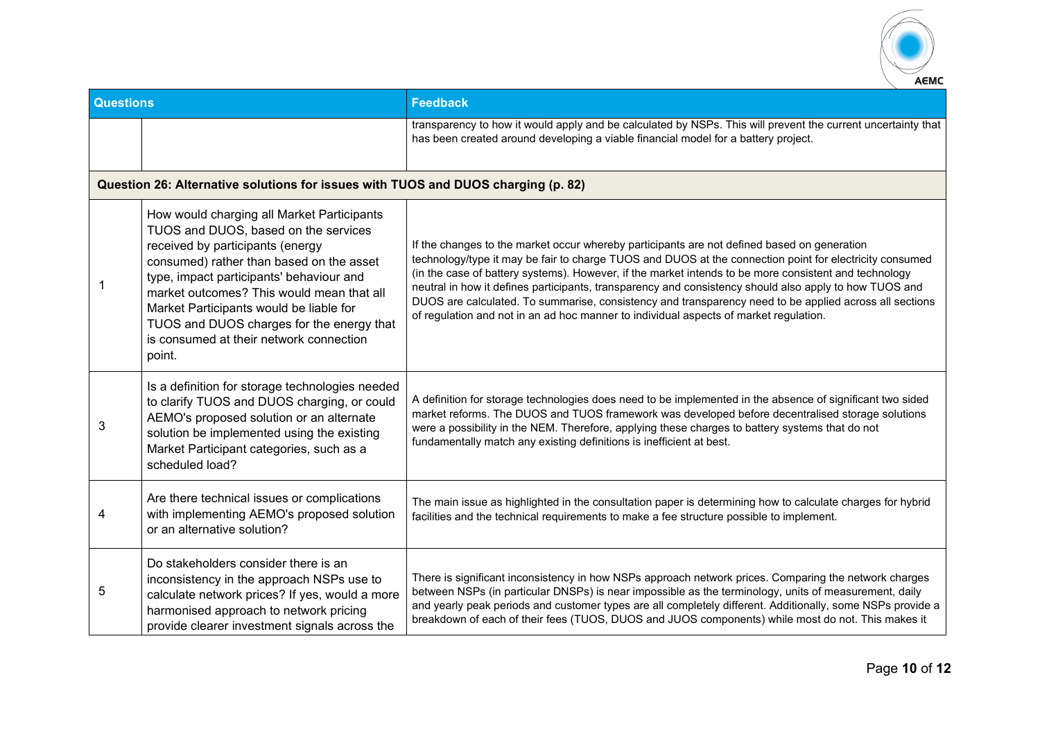| Questions | | Feedback |
| --- | --- | --- |
| | | transparency to how it would apply and be calculated by NSPs. This will prevent the current uncertainty that has been created around developing a viable financial model for a battery project. |
| **Question 26: Alternative solutions for issues with TUOS and DUOS charging (p. 82)** | | |
| 1 | How would charging all Market Participants TUOS and DUOS, based on the services received by participants (energy consumed) rather than based on the asset type, impact participants' behaviour and market outcomes? This would mean that all Market Participants would be liable for TUOS and DUOS charges for the energy that is consumed at their network connection point. | If the changes to the market occur whereby participants are not defined based on generation technology/type it may be fair to charge TUOS and DUOS at the connection point for electricity consumed (in the case of battery systems). However, if the market intends to be more consistent and technology neutral in how it defines participants, transparency and consistency should also apply to how TUOS and DUOS are calculated. To summarise, consistency and transparency need to be applied across all sections of regulation and not in an ad hoc manner to individual aspects of market regulation. |
| 3 | Is a definition for storage technologies needed to clarify TUOS and DUOS charging, or could AEMO's proposed solution or an alternate solution be implemented using the existing Market Participant categories, such as a scheduled load? | A definition for storage technologies does need to be implemented in the absence of significant two sided market reforms. The DUOS and TUOS framework was developed before decentralised storage solutions were a possibility in the NEM. Therefore, applying these charges to battery systems that do not fundamentally match any existing definitions is inefficient at best. |
| 4 | Are there technical issues or complications with implementing AEMO's proposed solution or an alternative solution? | The main issue as highlighted in the consultation paper is determining how to calculate charges for hybrid facilities and the technical requirements to make a fee structure possible to implement. |
| 5 | Do stakeholders consider there is an inconsistency in the approach NSPs use to calculate network prices? If yes, would a more harmonised approach to network pricing provide clearer investment signals across the | There is significant inconsistency in how NSPs approach network prices. Comparing the network charges between NSPs (in particular DNSPs) is near impossible as the terminology, units of measurement, daily and yearly peak periods and customer types are all completely different. Additionally, some NSPs provide a breakdown of each of their fees (TUOS, DUOS and JUOS components) while most do not. This makes it |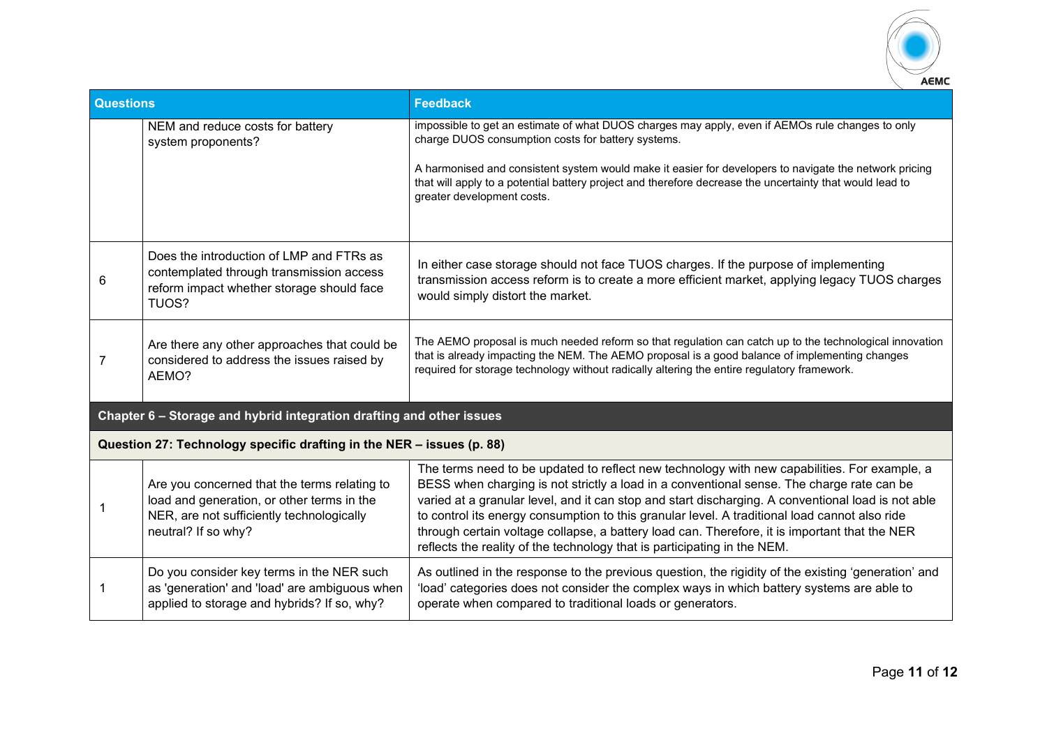| Questions | | Feedback |
|---|---|---|
| | NEM and reduce costs for battery system proponents? | impossible to get an estimate of what DUOS charges may apply, even if AEMOs rule changes to only charge DUOS consumption costs for battery systems.<br><br>A harmonised and consistent system would make it easier for developers to navigate the network pricing that will apply to a potential battery project and therefore decrease the uncertainty that would lead to greater development costs. |
| 6 | Does the introduction of LMP and FTRs as contemplated through transmission access reform impact whether storage should face TUOS? | In either case storage should not face TUOS charges. If the purpose of implementing transmission access reform is to create a more efficient market, applying legacy TUOS charges would simply distort the market. |
| 7 | Are there any other approaches that could be considered to address the issues raised by AEMO? | The AEMO proposal is much needed reform so that regulation can catch up to the technological innovation that is already impacting the NEM. The AEMO proposal is a good balance of implementing changes required for storage technology without radically altering the entire regulatory framework. |
| **Chapter 6 – Storage and hybrid integration drafting and other issues** | | |
| **Question 27: Technology specific drafting in the NER – issues (p. 88)** | | |
| 1 | Are you concerned that the terms relating to load and generation, or other terms in the NER, are not sufficiently technologically neutral? If so why? | The terms need to be updated to reflect new technology with new capabilities. For example, a BESS when charging is not strictly a load in a conventional sense. The charge rate can be varied at a granular level, and it can stop and start discharging. A conventional load is not able to control its energy consumption to this granular level. A traditional load cannot also ride through certain voltage collapse, a battery load can. Therefore, it is important that the NER reflects the reality of the technology that is participating in the NEM. |
| 1 | Do you consider key terms in the NER such as 'generation' and 'load' are ambiguous when applied to storage and hybrids? If so, why? | As outlined in the response to the previous question, the rigidity of the existing 'generation' and 'load' categories does not consider the complex ways in which battery systems are able to operate when compared to traditional loads or generators. |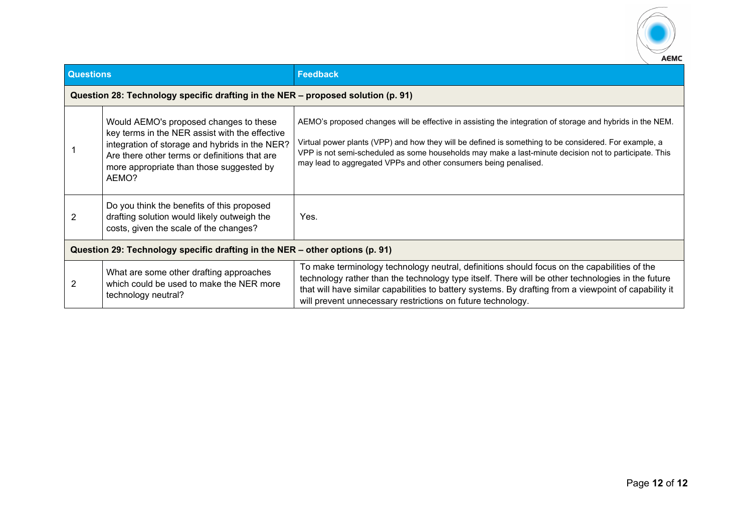| Questions | | Feedback |
|---|---|---|
| **Question 28: Technology specific drafting in the NER – proposed solution (p. 91)** | | |
| 1 | Would AEMO's proposed changes to these key terms in the NER assist with the effective integration of storage and hybrids in the NER? Are there other terms or definitions that are more appropriate than those suggested by AEMO? | AEMO's proposed changes will be effective in assisting the integration of storage and hybrids in the NEM.<br><br>Virtual power plants (VPP) and how they will be defined is something to be considered. For example, a VPP is not semi-scheduled as some households may make a last-minute decision not to participate. This may lead to aggregated VPPs and other consumers being penalised. |
| 2 | Do you think the benefits of this proposed drafting solution would likely outweigh the costs, given the scale of the changes? | Yes. |
| **Question 29: Technology specific drafting in the NER – other options (p. 91)** | | |
| 2 | What are some other drafting approaches which could be used to make the NER more technology neutral? | To make terminology technology neutral, definitions should focus on the capabilities of the technology rather than the technology type itself. There will be other technologies in the future that will have similar capabilities to battery systems. By drafting from a viewpoint of capability it will prevent unnecessary restrictions on future technology. |